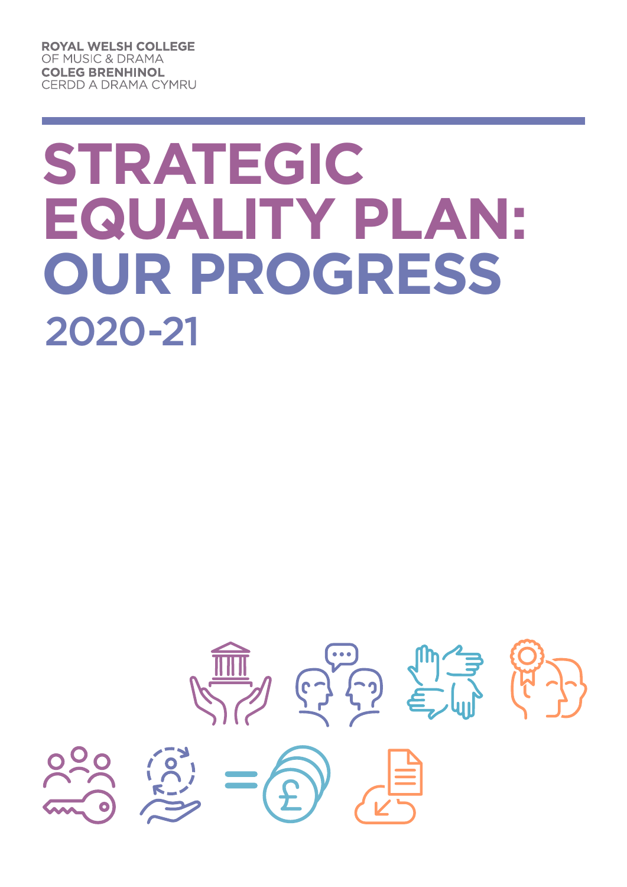**ROYAL WELSH COLLEGE**
OF MUSIC & DRAMA
**COLEG BRENHINOL**
CERDD A DRAMA CYMRU

# STRATEGIC EQUALITY PLAN: OUR PROGRESS

## 2020-21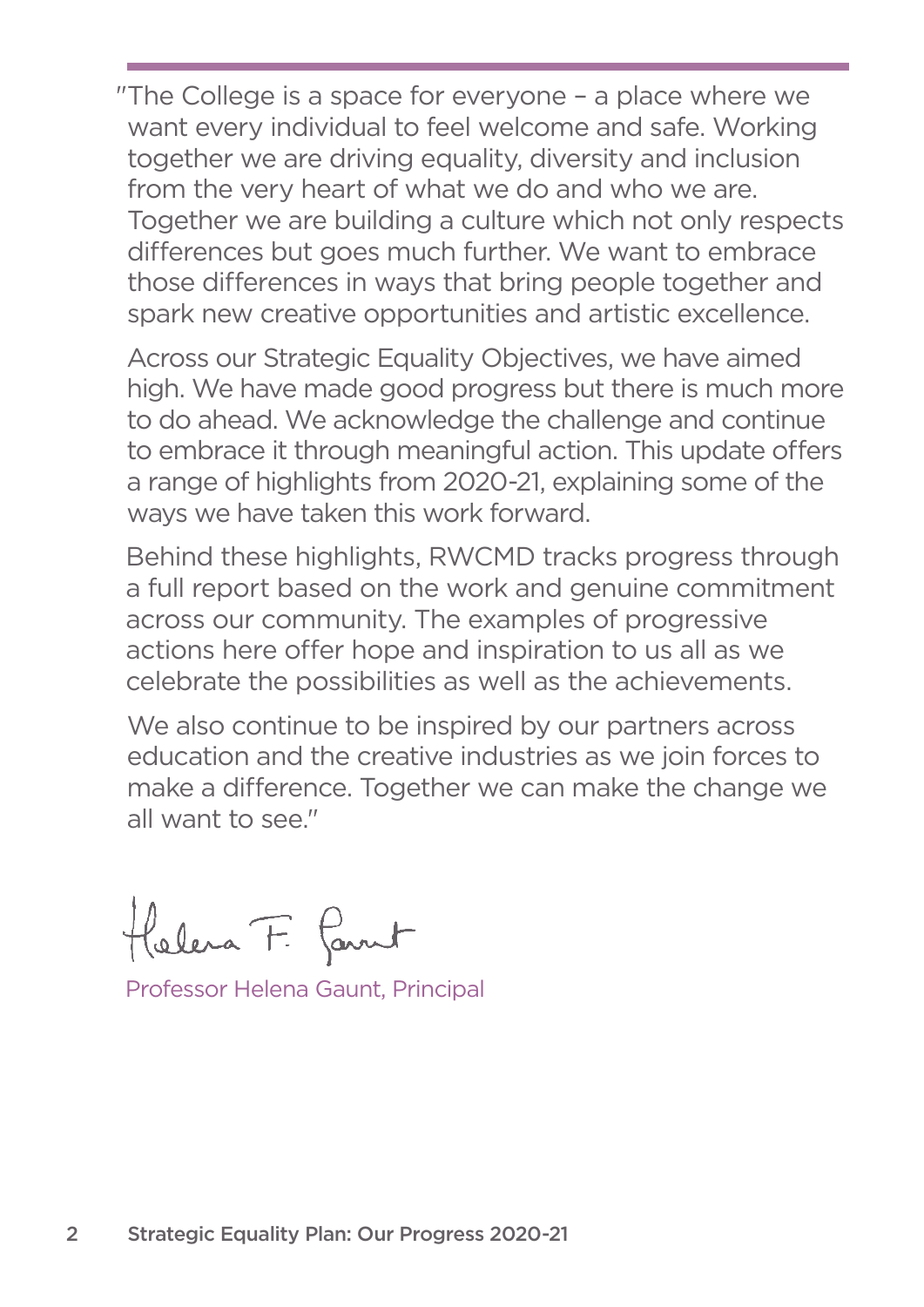"The College is a space for everyone – a place where we want every individual to feel welcome and safe. Working together we are driving equality, diversity and inclusion from the very heart of what we do and who we are. Together we are building a culture which not only respects differences but goes much further. We want to embrace those differences in ways that bring people together and spark new creative opportunities and artistic excellence.

Across our Strategic Equality Objectives, we have aimed high. We have made good progress but there is much more to do ahead. We acknowledge the challenge and continue to embrace it through meaningful action. This update offers a range of highlights from 2020-21, explaining some of the ways we have taken this work forward.

Behind these highlights, RWCMD tracks progress through a full report based on the work and genuine commitment across our community. The examples of progressive actions here offer hope and inspiration to us all as we celebrate the possibilities as well as the achievements.

We also continue to be inspired by our partners across education and the creative industries as we join forces to make a difference. Together we can make the change we all want to see."

Helena F. Gaunt

Professor Helena Gaunt, Principal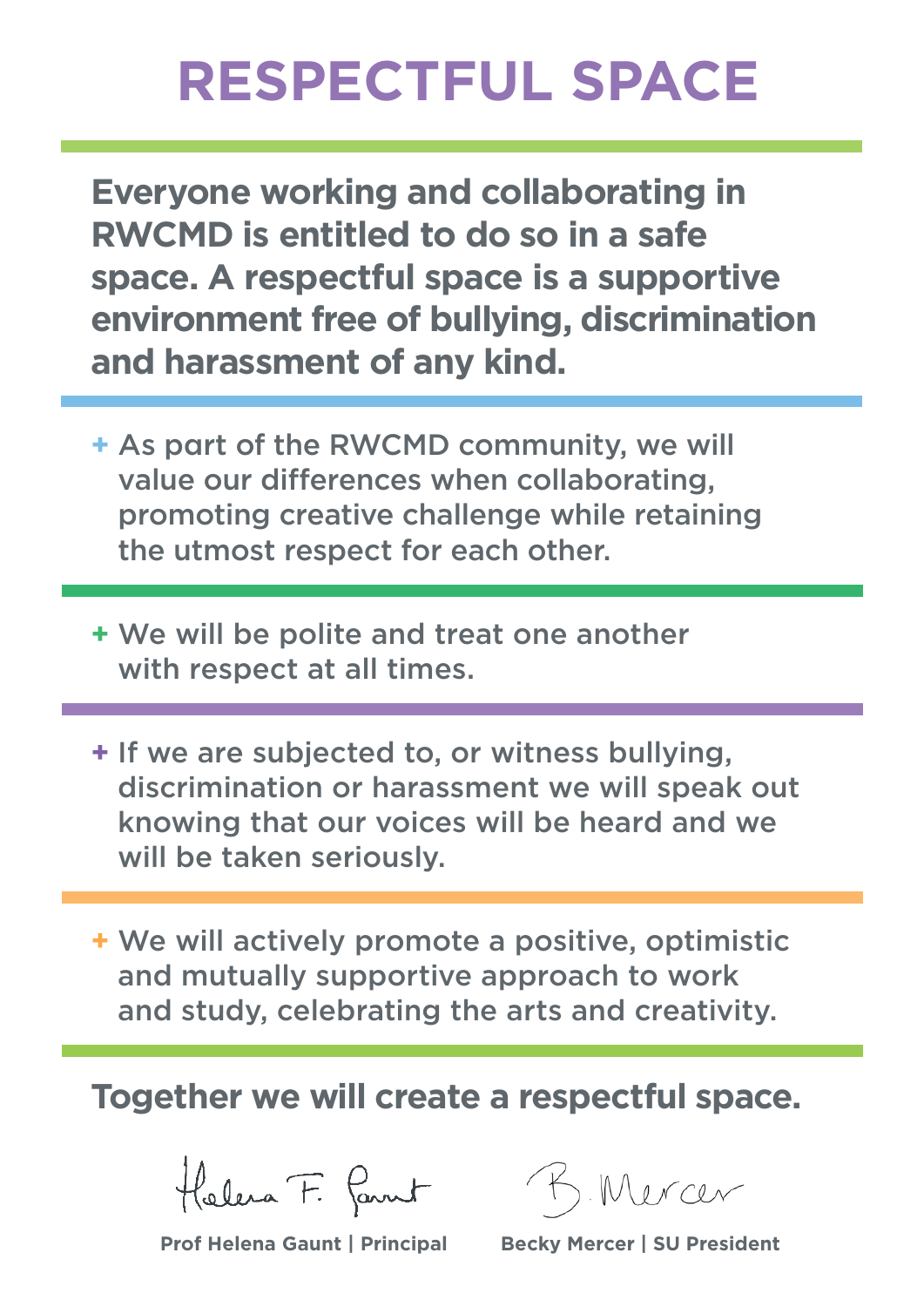# RESPECTFUL SPACE

**Everyone working and collaborating in RWCMD is entitled to do so in a safe space. A respectful space is a supportive environment free of bullying, discrimination and harassment of any kind.**

+ As part of the RWCMD community, we will value our differences when collaborating, promoting creative challenge while retaining the utmost respect for each other.

+ We will be polite and treat one another with respect at all times.

+ If we are subjected to, or witness bullying, discrimination or harassment we will speak out knowing that our voices will be heard and we will be taken seriously.

+ We will actively promote a positive, optimistic and mutually supportive approach to work and study, celebrating the arts and creativity.

**Together we will create a respectful space.**

Helena F. Gaunt
**Prof Helena Gaunt | Principal**

B. Mercer
**Becky Mercer | SU President**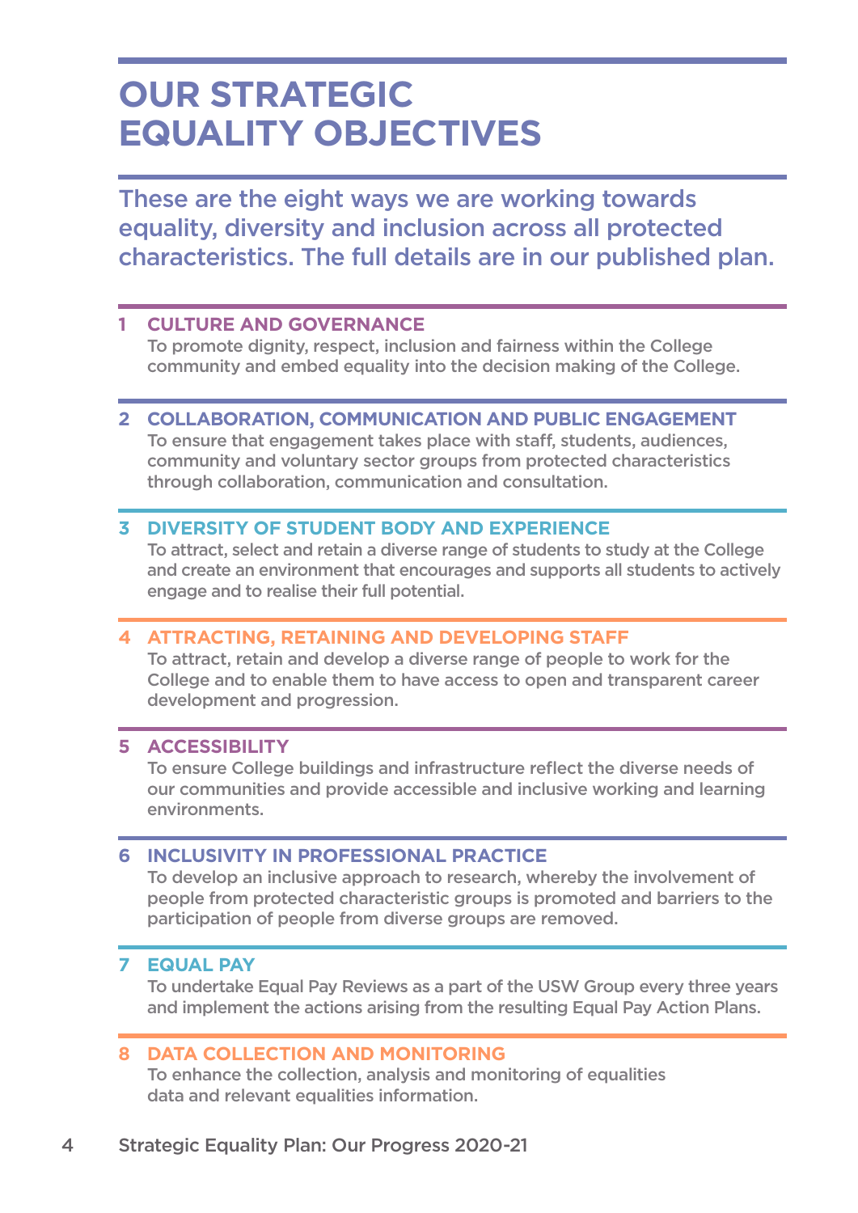# OUR STRATEGIC EQUALITY OBJECTIVES

These are the eight ways we are working towards equality, diversity and inclusion across all protected characteristics. The full details are in our published plan.

### 1 CULTURE AND GOVERNANCE

To promote dignity, respect, inclusion and fairness within the College community and embed equality into the decision making of the College.

### 2 COLLABORATION, COMMUNICATION AND PUBLIC ENGAGEMENT

To ensure that engagement takes place with staff, students, audiences, community and voluntary sector groups from protected characteristics through collaboration, communication and consultation.

### 3 DIVERSITY OF STUDENT BODY AND EXPERIENCE

To attract, select and retain a diverse range of students to study at the College and create an environment that encourages and supports all students to actively engage and to realise their full potential.

### 4 ATTRACTING, RETAINING AND DEVELOPING STAFF

To attract, retain and develop a diverse range of people to work for the College and to enable them to have access to open and transparent career development and progression.

### 5 ACCESSIBILITY

To ensure College buildings and infrastructure reflect the diverse needs of our communities and provide accessible and inclusive working and learning environments.

### 6 INCLUSIVITY IN PROFESSIONAL PRACTICE

To develop an inclusive approach to research, whereby the involvement of people from protected characteristic groups is promoted and barriers to the participation of people from diverse groups are removed.

### 7 EQUAL PAY

To undertake Equal Pay Reviews as a part of the USW Group every three years and implement the actions arising from the resulting Equal Pay Action Plans.

### 8 DATA COLLECTION AND MONITORING

To enhance the collection, analysis and monitoring of equalities data and relevant equalities information.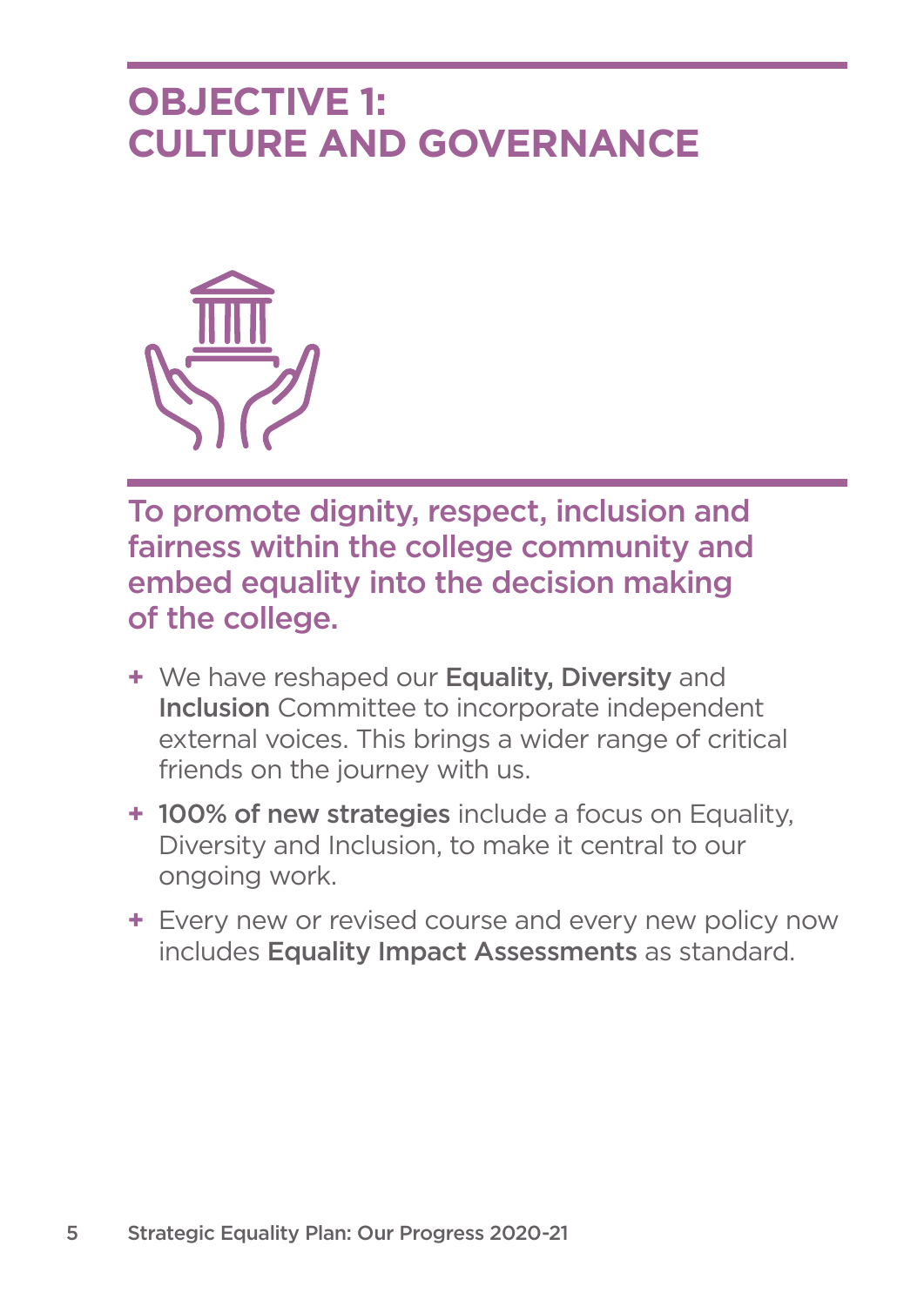# OBJECTIVE 1: CULTURE AND GOVERNANCE

## To promote dignity, respect, inclusion and fairness within the college community and embed equality into the decision making of the college.

- We have reshaped our **Equality, Diversity** and **Inclusion** Committee to incorporate independent external voices. This brings a wider range of critical friends on the journey with us.
- **100% of new strategies** include a focus on Equality, Diversity and Inclusion, to make it central to our ongoing work.
- Every new or revised course and every new policy now includes **Equality Impact Assessments** as standard.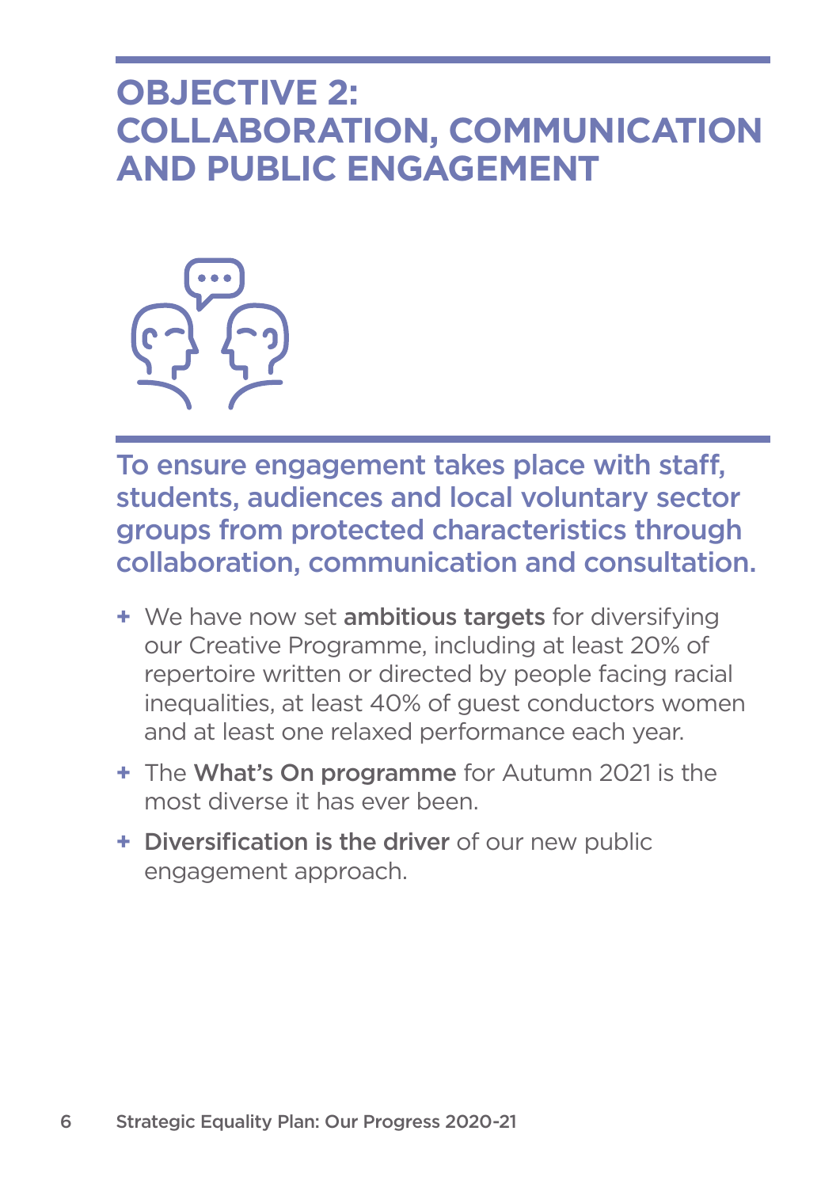# OBJECTIVE 2: COLLABORATION, COMMUNICATION AND PUBLIC ENGAGEMENT

**To ensure engagement takes place with staff, students, audiences and local voluntary sector groups from protected characteristics through collaboration, communication and consultation.**

+ We have now set **ambitious targets** for diversifying our Creative Programme, including at least 20% of repertoire written or directed by people facing racial inequalities, at least 40% of guest conductors women and at least one relaxed performance each year.
+ The **What's On programme** for Autumn 2021 is the most diverse it has ever been.
+ **Diversification is the driver** of our new public engagement approach.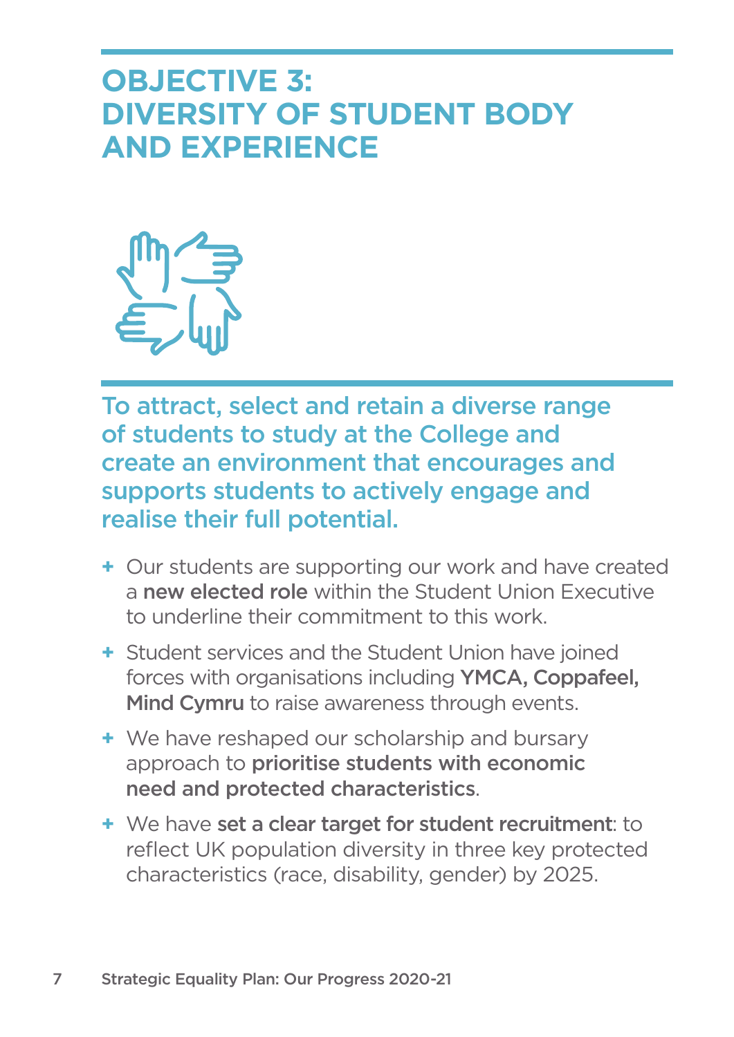# OBJECTIVE 3: DIVERSITY OF STUDENT BODY AND EXPERIENCE

**To attract, select and retain a diverse range of students to study at the College and create an environment that encourages and supports students to actively engage and realise their full potential.**

- Our students are supporting our work and have created a **new elected role** within the Student Union Executive to underline their commitment to this work.
- Student services and the Student Union have joined forces with organisations including **YMCA, Coppafeel, Mind Cymru** to raise awareness through events.
- We have reshaped our scholarship and bursary approach to **prioritise students with economic need and protected characteristics**.
- We have **set a clear target for student recruitment**: to reflect UK population diversity in three key protected characteristics (race, disability, gender) by 2025.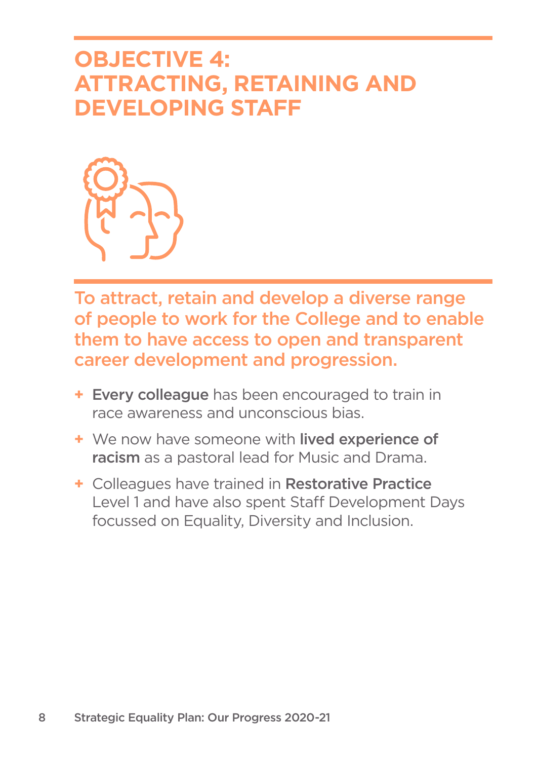# OBJECTIVE 4: ATTRACTING, RETAINING AND DEVELOPING STAFF

**To attract, retain and develop a diverse range of people to work for the College and to enable them to have access to open and transparent career development and progression.**

- **Every colleague** has been encouraged to train in race awareness and unconscious bias.
- We now have someone with **lived experience of racism** as a pastoral lead for Music and Drama.
- Colleagues have trained in **Restorative Practice** Level 1 and have also spent Staff Development Days focussed on Equality, Diversity and Inclusion.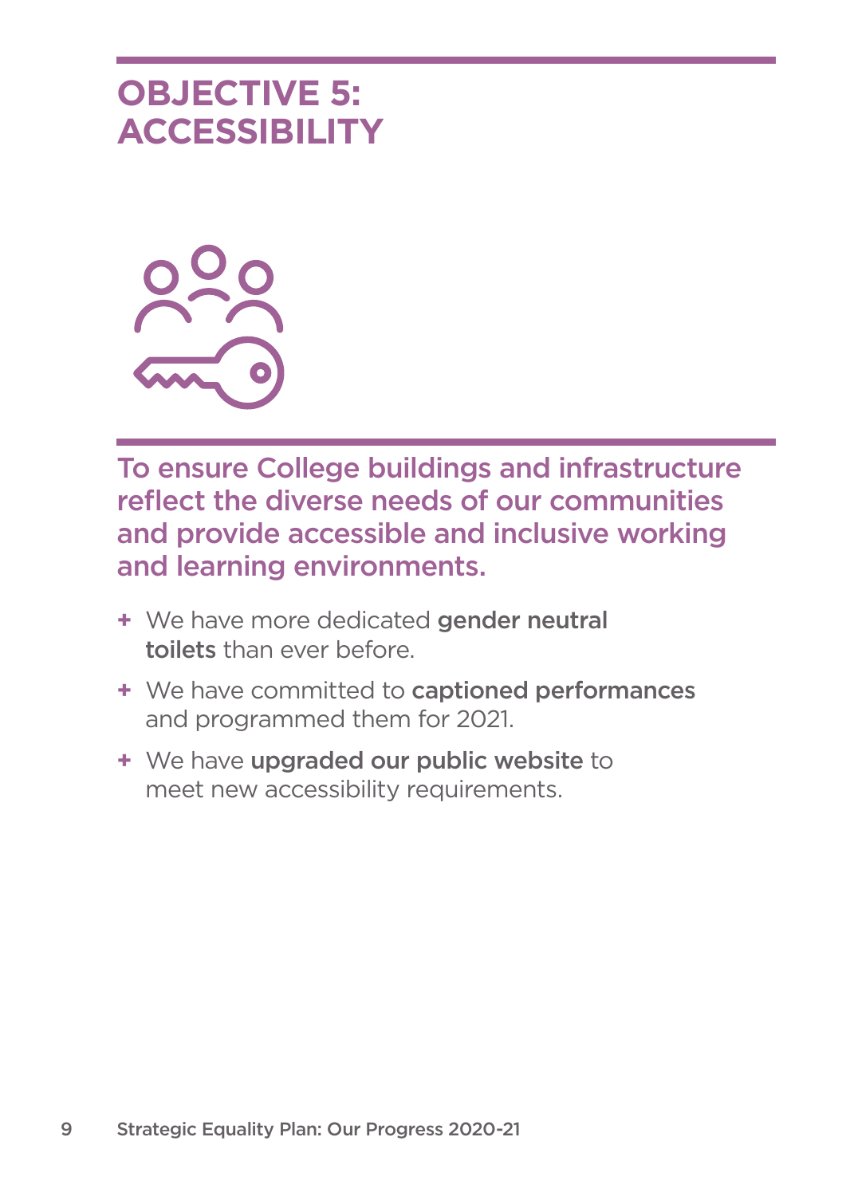# OBJECTIVE 5: ACCESSIBILITY

**To ensure College buildings and infrastructure reflect the diverse needs of our communities and provide accessible and inclusive working and learning environments.**

- We have more dedicated **gender neutral toilets** than ever before.
- We have committed to **captioned performances** and programmed them for 2021.
- We have **upgraded our public website** to meet new accessibility requirements.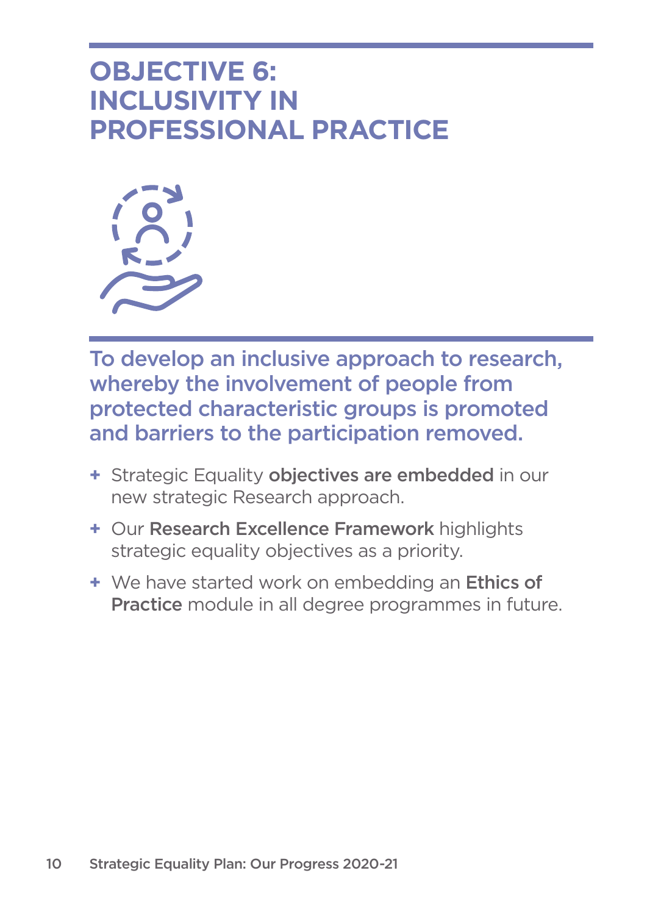# OBJECTIVE 6: INCLUSIVITY IN PROFESSIONAL PRACTICE

**To develop an inclusive approach to research, whereby the involvement of people from protected characteristic groups is promoted and barriers to the participation removed.**

+ Strategic Equality **objectives are embedded** in our new strategic Research approach.
+ Our **Research Excellence Framework** highlights strategic equality objectives as a priority.
+ We have started work on embedding an **Ethics of Practice** module in all degree programmes in future.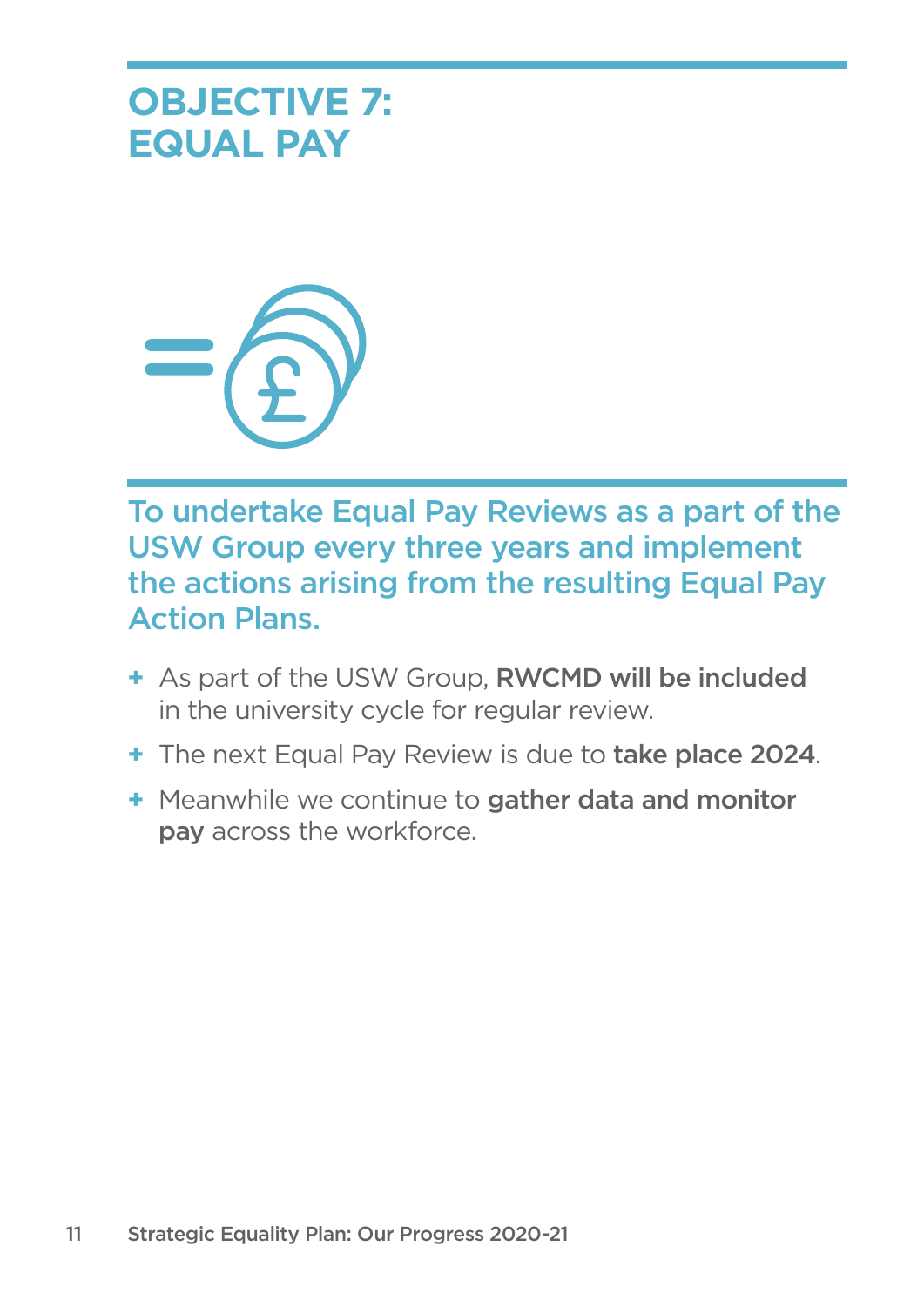# OBJECTIVE 7: EQUAL PAY

## To undertake Equal Pay Reviews as a part of the USW Group every three years and implement the actions arising from the resulting Equal Pay Action Plans.

+ As part of the USW Group, **RWCMD will be included** in the university cycle for regular review.
+ The next Equal Pay Review is due to **take place 2024**.
+ Meanwhile we continue to **gather data and monitor pay** across the workforce.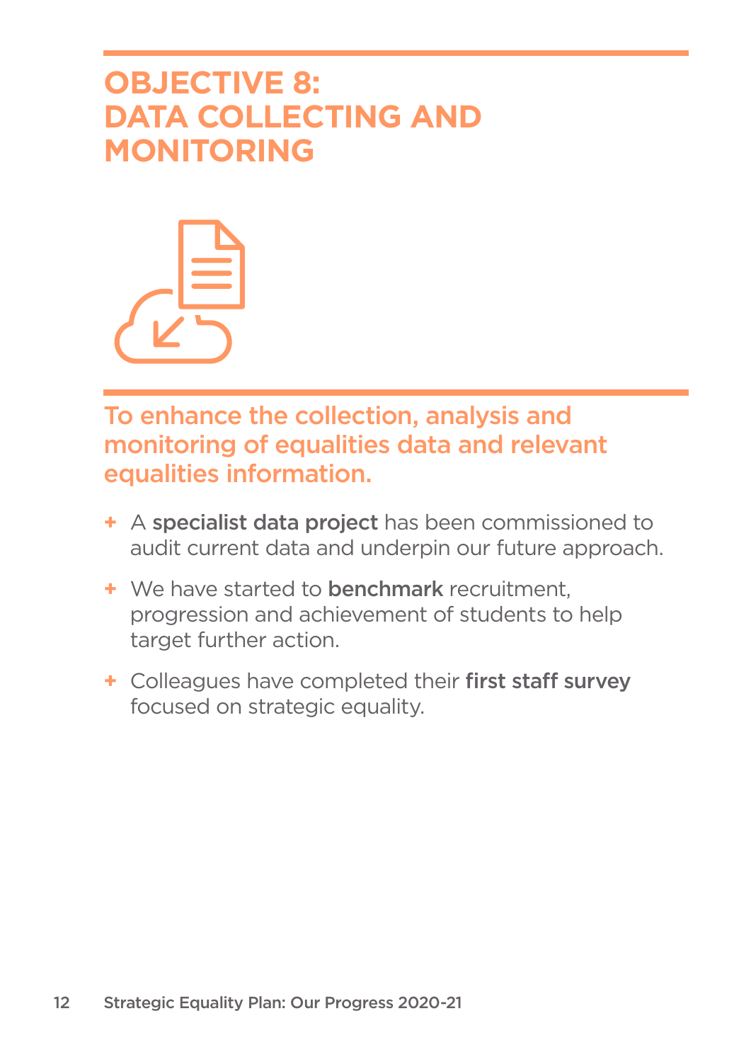# OBJECTIVE 8: DATA COLLECTING AND MONITORING

## To enhance the collection, analysis and monitoring of equalities data and relevant equalities information.

- A **specialist data project** has been commissioned to audit current data and underpin our future approach.
- We have started to **benchmark** recruitment, progression and achievement of students to help target further action.
- Colleagues have completed their **first staff survey** focused on strategic equality.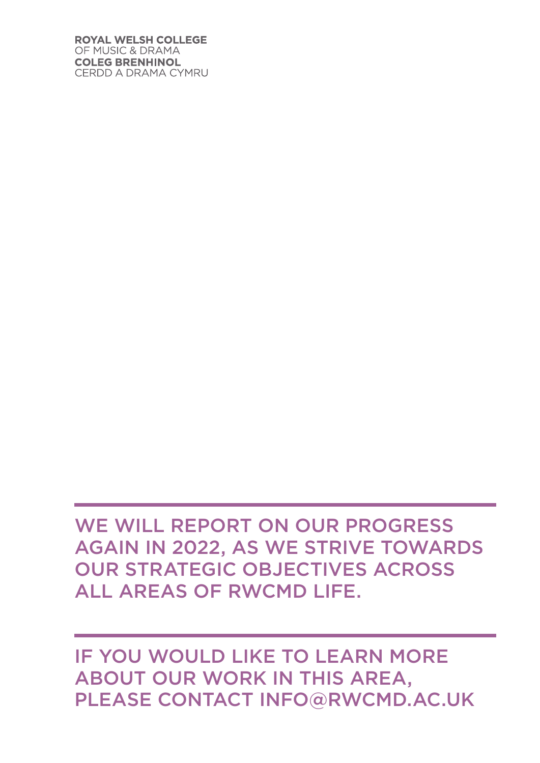**ROYAL WELSH COLLEGE**
OF MUSIC & DRAMA
**COLEG BRENHINOL**
CERDD A DRAMA CYMRU

WE WILL REPORT ON OUR PROGRESS AGAIN IN 2022, AS WE STRIVE TOWARDS OUR STRATEGIC OBJECTIVES ACROSS ALL AREAS OF RWCMD LIFE.

IF YOU WOULD LIKE TO LEARN MORE ABOUT OUR WORK IN THIS AREA, PLEASE CONTACT INFO@RWCMD.AC.UK